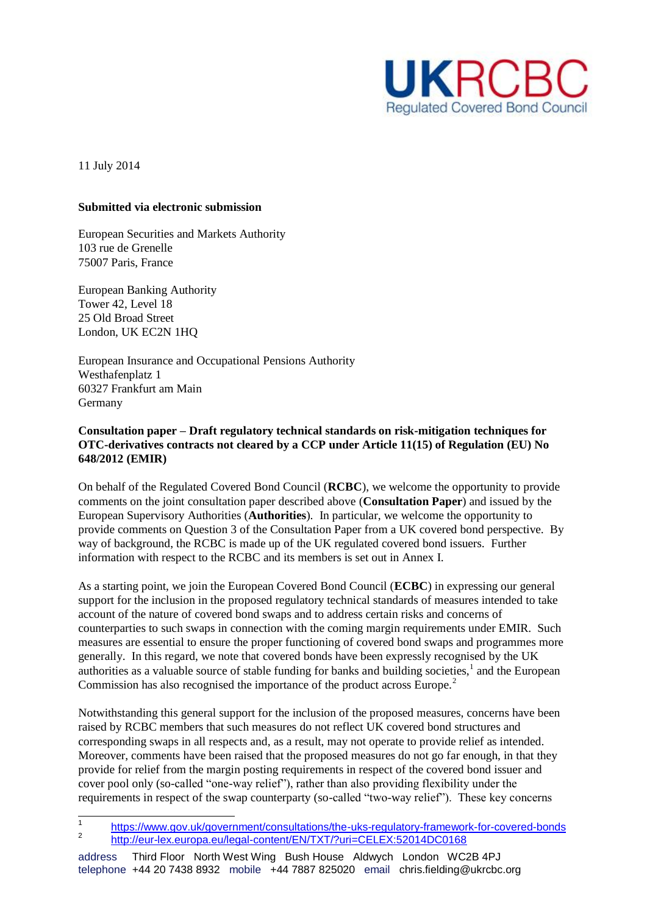UKRCBC
Regulated Covered Bond Council

11 July 2014

**Submitted via electronic submission**

European Securities and Markets Authority
103 rue de Grenelle
75007 Paris, France

European Banking Authority
Tower 42, Level 18
25 Old Broad Street
London, UK EC2N 1HQ

European Insurance and Occupational Pensions Authority
Westhafenplatz 1
60327 Frankfurt am Main
Germany

**Consultation paper – Draft regulatory technical standards on risk-mitigation techniques for OTC-derivatives contracts not cleared by a CCP under Article 11(15) of Regulation (EU) No 648/2012 (EMIR)**

On behalf of the Regulated Covered Bond Council (**RCBC**), we welcome the opportunity to provide comments on the joint consultation paper described above (**Consultation Paper**) and issued by the European Supervisory Authorities (**Authorities**). In particular, we welcome the opportunity to provide comments on Question 3 of the Consultation Paper from a UK covered bond perspective. By way of background, the RCBC is made up of the UK regulated covered bond issuers. Further information with respect to the RCBC and its members is set out in Annex I.

As a starting point, we join the European Covered Bond Council (**ECBC**) in expressing our general support for the inclusion in the proposed regulatory technical standards of measures intended to take account of the nature of covered bond swaps and to address certain risks and concerns of counterparties to such swaps in connection with the coming margin requirements under EMIR. Such measures are essential to ensure the proper functioning of covered bond swaps and programmes more generally. In this regard, we note that covered bonds have been expressly recognised by the UK authorities as a valuable source of stable funding for banks and building societies,[1] and the European Commission has also recognised the importance of the product across Europe.[2]

Notwithstanding this general support for the inclusion of the proposed measures, concerns have been raised by RCBC members that such measures do not reflect UK covered bond structures and corresponding swaps in all respects and, as a result, may not operate to provide relief as intended. Moreover, comments have been raised that the proposed measures do not go far enough, in that they provide for relief from the margin posting requirements in respect of the covered bond issuer and cover pool only (so-called "one-way relief"), rather than also providing flexibility under the requirements in respect of the swap counterparty (so-called "two-way relief"). These key concerns

[1] https://www.gov.uk/government/consultations/the-uks-regulatory-framework-for-covered-bonds

[2] http://eur-lex.europa.eu/legal-content/EN/TXT/?uri=CELEX:52014DC0168

address Third Floor North West Wing Bush House Aldwych London WC2B 4PJ
telephone +44 20 7438 8932 mobile +44 7887 825020 email chris.fielding@ukrcbc.org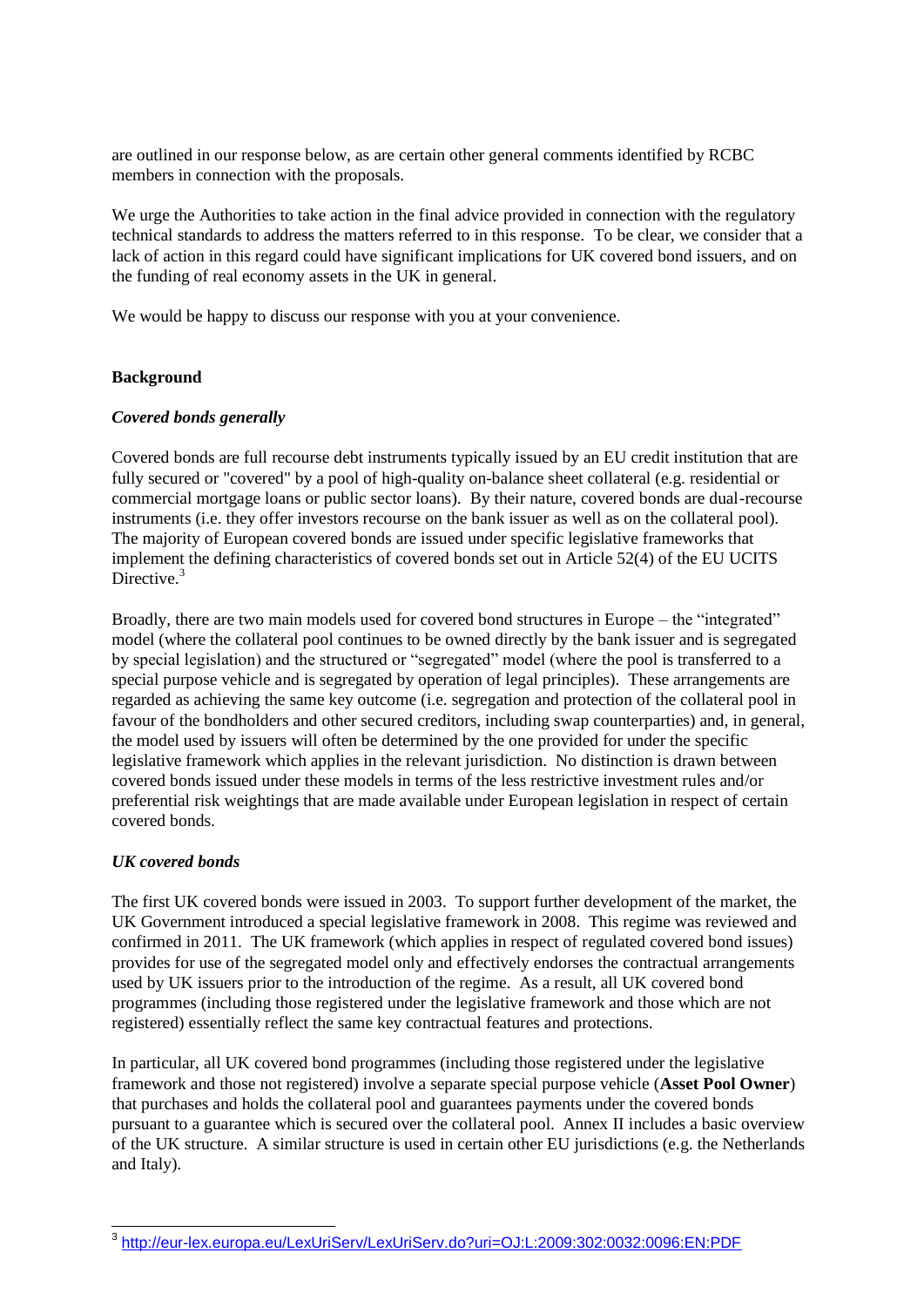are outlined in our response below, as are certain other general comments identified by RCBC members in connection with the proposals.

We urge the Authorities to take action in the final advice provided in connection with the regulatory technical standards to address the matters referred to in this response. To be clear, we consider that a lack of action in this regard could have significant implications for UK covered bond issuers, and on the funding of real economy assets in the UK in general.

We would be happy to discuss our response with you at your convenience.

## Background

### *Covered bonds generally*

Covered bonds are full recourse debt instruments typically issued by an EU credit institution that are fully secured or "covered" by a pool of high-quality on-balance sheet collateral (e.g. residential or commercial mortgage loans or public sector loans). By their nature, covered bonds are dual-recourse instruments (i.e. they offer investors recourse on the bank issuer as well as on the collateral pool). The majority of European covered bonds are issued under specific legislative frameworks that implement the defining characteristics of covered bonds set out in Article 52(4) of the EU UCITS Directive.[3]

Broadly, there are two main models used for covered bond structures in Europe – the "integrated" model (where the collateral pool continues to be owned directly by the bank issuer and is segregated by special legislation) and the structured or "segregated" model (where the pool is transferred to a special purpose vehicle and is segregated by operation of legal principles). These arrangements are regarded as achieving the same key outcome (i.e. segregation and protection of the collateral pool in favour of the bondholders and other secured creditors, including swap counterparties) and, in general, the model used by issuers will often be determined by the one provided for under the specific legislative framework which applies in the relevant jurisdiction. No distinction is drawn between covered bonds issued under these models in terms of the less restrictive investment rules and/or preferential risk weightings that are made available under European legislation in respect of certain covered bonds.

### *UK covered bonds*

The first UK covered bonds were issued in 2003. To support further development of the market, the UK Government introduced a special legislative framework in 2008. This regime was reviewed and confirmed in 2011. The UK framework (which applies in respect of regulated covered bond issues) provides for use of the segregated model only and effectively endorses the contractual arrangements used by UK issuers prior to the introduction of the regime. As a result, all UK covered bond programmes (including those registered under the legislative framework and those which are not registered) essentially reflect the same key contractual features and protections.

In particular, all UK covered bond programmes (including those registered under the legislative framework and those not registered) involve a separate special purpose vehicle (**Asset Pool Owner**) that purchases and holds the collateral pool and guarantees payments under the covered bonds pursuant to a guarantee which is secured over the collateral pool. Annex II includes a basic overview of the UK structure. A similar structure is used in certain other EU jurisdictions (e.g. the Netherlands and Italy).

---

[3] http://eur-lex.europa.eu/LexUriServ/LexUriServ.do?uri=OJ:L:2009:302:0032:0096:EN:PDF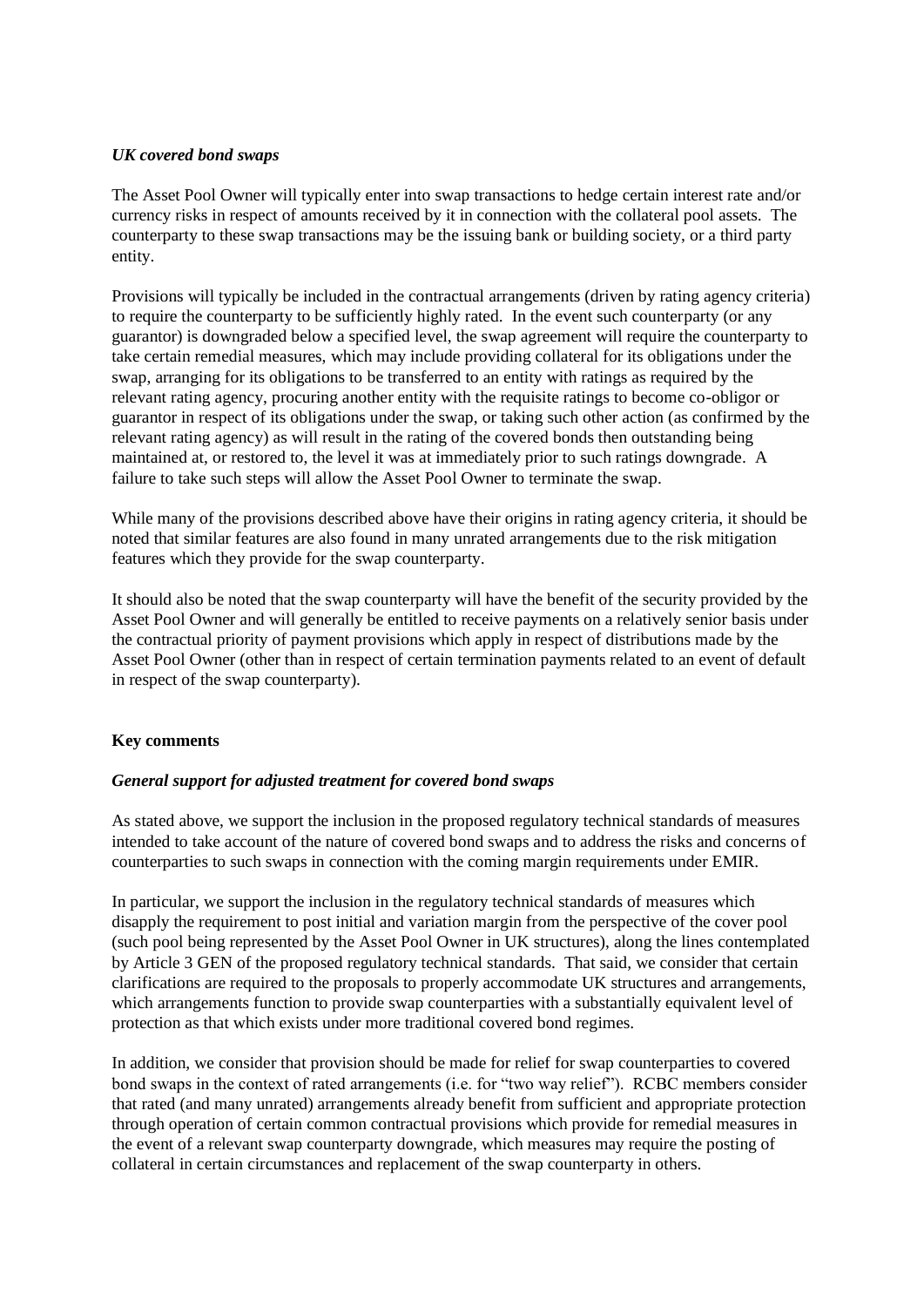*UK covered bond swaps*

The Asset Pool Owner will typically enter into swap transactions to hedge certain interest rate and/or currency risks in respect of amounts received by it in connection with the collateral pool assets. The counterparty to these swap transactions may be the issuing bank or building society, or a third party entity.

Provisions will typically be included in the contractual arrangements (driven by rating agency criteria) to require the counterparty to be sufficiently highly rated. In the event such counterparty (or any guarantor) is downgraded below a specified level, the swap agreement will require the counterparty to take certain remedial measures, which may include providing collateral for its obligations under the swap, arranging for its obligations to be transferred to an entity with ratings as required by the relevant rating agency, procuring another entity with the requisite ratings to become co-obligor or guarantor in respect of its obligations under the swap, or taking such other action (as confirmed by the relevant rating agency) as will result in the rating of the covered bonds then outstanding being maintained at, or restored to, the level it was at immediately prior to such ratings downgrade. A failure to take such steps will allow the Asset Pool Owner to terminate the swap.

While many of the provisions described above have their origins in rating agency criteria, it should be noted that similar features are also found in many unrated arrangements due to the risk mitigation features which they provide for the swap counterparty.

It should also be noted that the swap counterparty will have the benefit of the security provided by the Asset Pool Owner and will generally be entitled to receive payments on a relatively senior basis under the contractual priority of payment provisions which apply in respect of distributions made by the Asset Pool Owner (other than in respect of certain termination payments related to an event of default in respect of the swap counterparty).

**Key comments**

***General support for adjusted treatment for covered bond swaps***

As stated above, we support the inclusion in the proposed regulatory technical standards of measures intended to take account of the nature of covered bond swaps and to address the risks and concerns of counterparties to such swaps in connection with the coming margin requirements under EMIR.

In particular, we support the inclusion in the regulatory technical standards of measures which disapply the requirement to post initial and variation margin from the perspective of the cover pool (such pool being represented by the Asset Pool Owner in UK structures), along the lines contemplated by Article 3 GEN of the proposed regulatory technical standards. That said, we consider that certain clarifications are required to the proposals to properly accommodate UK structures and arrangements, which arrangements function to provide swap counterparties with a substantially equivalent level of protection as that which exists under more traditional covered bond regimes.

In addition, we consider that provision should be made for relief for swap counterparties to covered bond swaps in the context of rated arrangements (i.e. for "two way relief"). RCBC members consider that rated (and many unrated) arrangements already benefit from sufficient and appropriate protection through operation of certain common contractual provisions which provide for remedial measures in the event of a relevant swap counterparty downgrade, which measures may require the posting of collateral in certain circumstances and replacement of the swap counterparty in others.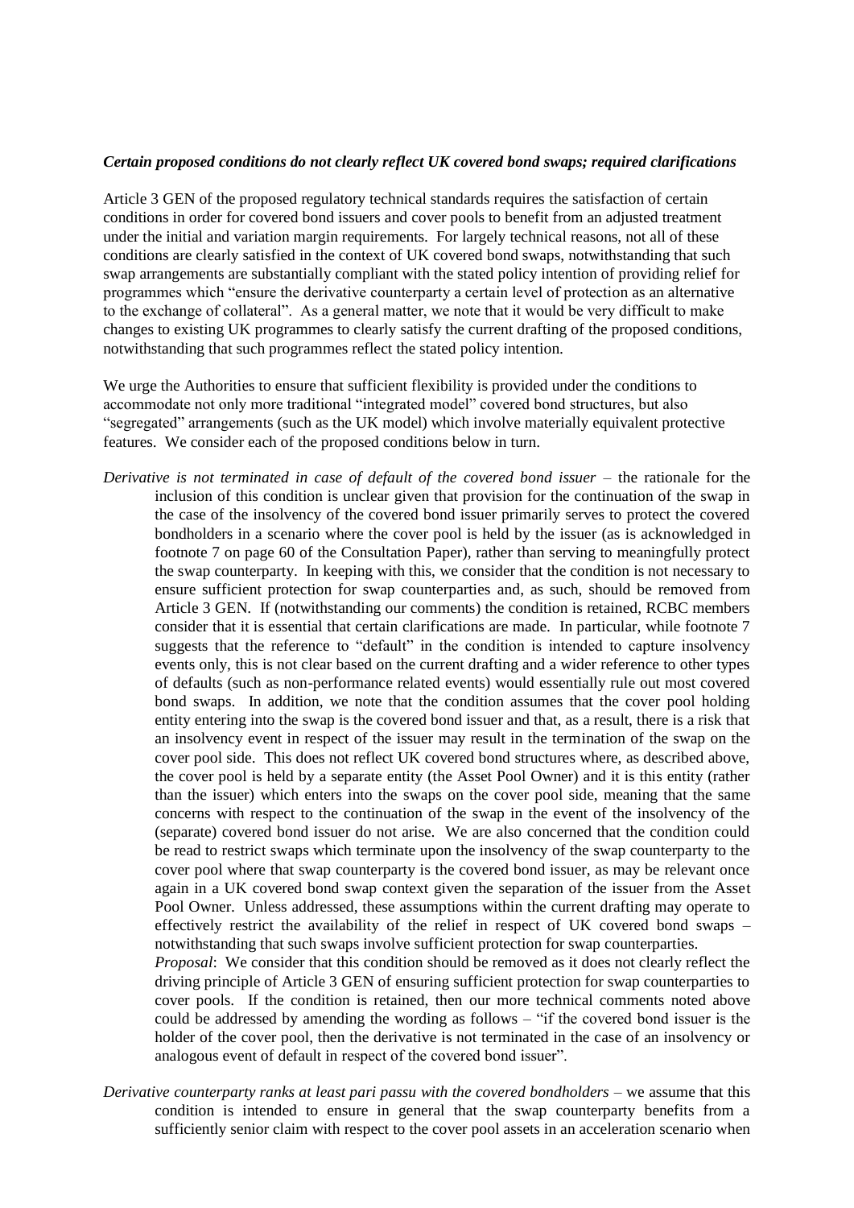***Certain proposed conditions do not clearly reflect UK covered bond swaps; required clarifications***

Article 3 GEN of the proposed regulatory technical standards requires the satisfaction of certain conditions in order for covered bond issuers and cover pools to benefit from an adjusted treatment under the initial and variation margin requirements. For largely technical reasons, not all of these conditions are clearly satisfied in the context of UK covered bond swaps, notwithstanding that such swap arrangements are substantially compliant with the stated policy intention of providing relief for programmes which "ensure the derivative counterparty a certain level of protection as an alternative to the exchange of collateral". As a general matter, we note that it would be very difficult to make changes to existing UK programmes to clearly satisfy the current drafting of the proposed conditions, notwithstanding that such programmes reflect the stated policy intention.

We urge the Authorities to ensure that sufficient flexibility is provided under the conditions to accommodate not only more traditional "integrated model" covered bond structures, but also "segregated" arrangements (such as the UK model) which involve materially equivalent protective features. We consider each of the proposed conditions below in turn.

*Derivative is not terminated in case of default of the covered bond issuer* – the rationale for the inclusion of this condition is unclear given that provision for the continuation of the swap in the case of the insolvency of the covered bond issuer primarily serves to protect the covered bondholders in a scenario where the cover pool is held by the issuer (as is acknowledged in footnote 7 on page 60 of the Consultation Paper), rather than serving to meaningfully protect the swap counterparty. In keeping with this, we consider that the condition is not necessary to ensure sufficient protection for swap counterparties and, as such, should be removed from Article 3 GEN. If (notwithstanding our comments) the condition is retained, RCBC members consider that it is essential that certain clarifications are made. In particular, while footnote 7 suggests that the reference to "default" in the condition is intended to capture insolvency events only, this is not clear based on the current drafting and a wider reference to other types of defaults (such as non-performance related events) would essentially rule out most covered bond swaps. In addition, we note that the condition assumes that the cover pool holding entity entering into the swap is the covered bond issuer and that, as a result, there is a risk that an insolvency event in respect of the issuer may result in the termination of the swap on the cover pool side. This does not reflect UK covered bond structures where, as described above, the cover pool is held by a separate entity (the Asset Pool Owner) and it is this entity (rather than the issuer) which enters into the swaps on the cover pool side, meaning that the same concerns with respect to the continuation of the swap in the event of the insolvency of the (separate) covered bond issuer do not arise. We are also concerned that the condition could be read to restrict swaps which terminate upon the insolvency of the swap counterparty to the cover pool where that swap counterparty is the covered bond issuer, as may be relevant once again in a UK covered bond swap context given the separation of the issuer from the Asset Pool Owner. Unless addressed, these assumptions within the current drafting may operate to effectively restrict the availability of the relief in respect of UK covered bond swaps – notwithstanding that such swaps involve sufficient protection for swap counterparties.

*Proposal*: We consider that this condition should be removed as it does not clearly reflect the driving principle of Article 3 GEN of ensuring sufficient protection for swap counterparties to cover pools. If the condition is retained, then our more technical comments noted above could be addressed by amending the wording as follows – "if the covered bond issuer is the holder of the cover pool, then the derivative is not terminated in the case of an insolvency or analogous event of default in respect of the covered bond issuer".

*Derivative counterparty ranks at least pari passu with the covered bondholders* – we assume that this condition is intended to ensure in general that the swap counterparty benefits from a sufficiently senior claim with respect to the cover pool assets in an acceleration scenario when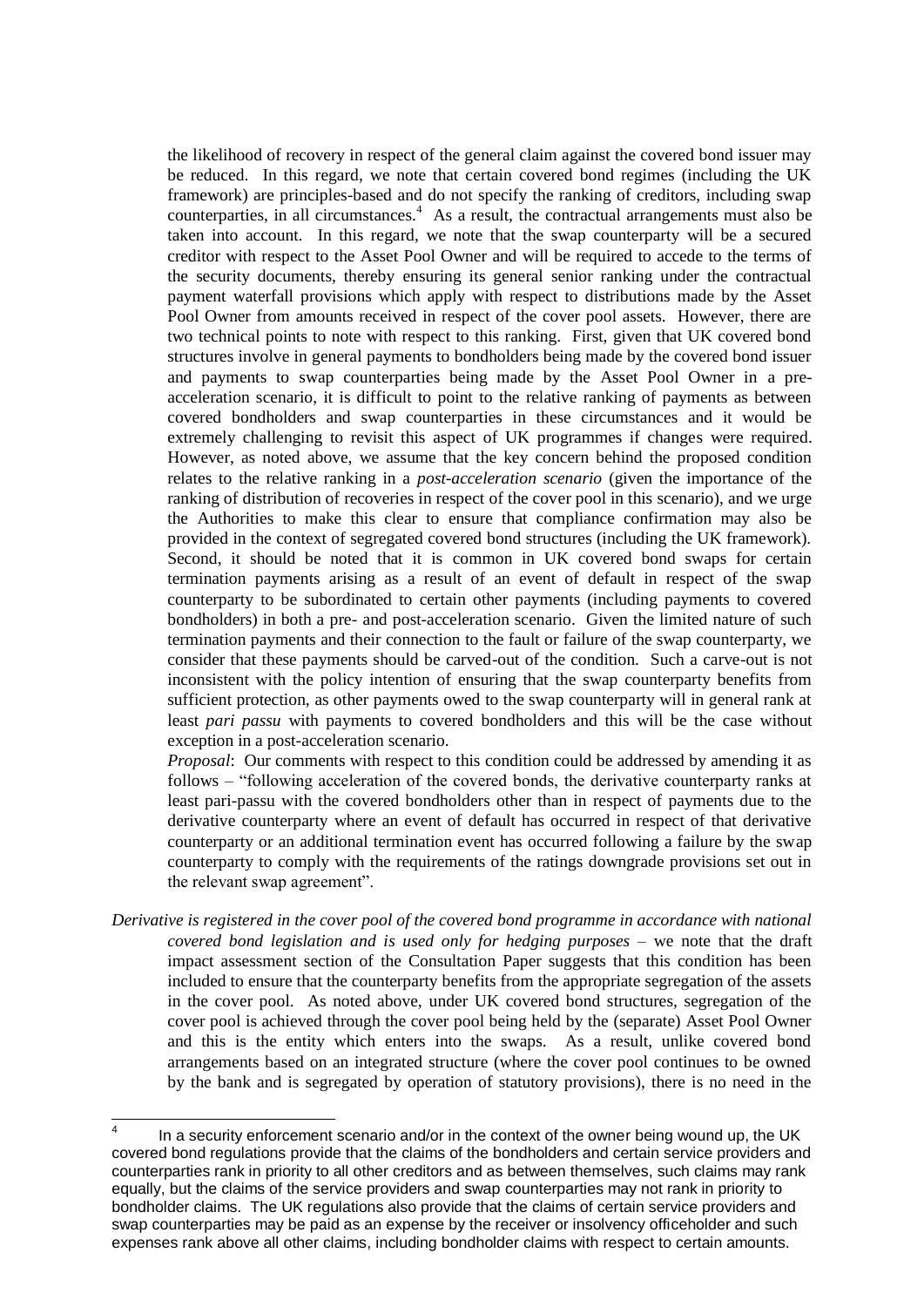the likelihood of recovery in respect of the general claim against the covered bond issuer may be reduced. In this regard, we note that certain covered bond regimes (including the UK framework) are principles-based and do not specify the ranking of creditors, including swap counterparties, in all circumstances.[4] As a result, the contractual arrangements must also be taken into account. In this regard, we note that the swap counterparty will be a secured creditor with respect to the Asset Pool Owner and will be required to accede to the terms of the security documents, thereby ensuring its general senior ranking under the contractual payment waterfall provisions which apply with respect to distributions made by the Asset Pool Owner from amounts received in respect of the cover pool assets. However, there are two technical points to note with respect to this ranking. First, given that UK covered bond structures involve in general payments to bondholders being made by the covered bond issuer and payments to swap counterparties being made by the Asset Pool Owner in a pre-acceleration scenario, it is difficult to point to the relative ranking of payments as between covered bondholders and swap counterparties in these circumstances and it would be extremely challenging to revisit this aspect of UK programmes if changes were required. However, as noted above, we assume that the key concern behind the proposed condition relates to the relative ranking in a *post-acceleration scenario* (given the importance of the ranking of distribution of recoveries in respect of the cover pool in this scenario), and we urge the Authorities to make this clear to ensure that compliance confirmation may also be provided in the context of segregated covered bond structures (including the UK framework). Second, it should be noted that it is common in UK covered bond swaps for certain termination payments arising as a result of an event of default in respect of the swap counterparty to be subordinated to certain other payments (including payments to covered bondholders) in both a pre- and post-acceleration scenario. Given the limited nature of such termination payments and their connection to the fault or failure of the swap counterparty, we consider that these payments should be carved-out of the condition. Such a carve-out is not inconsistent with the policy intention of ensuring that the swap counterparty benefits from sufficient protection, as other payments owed to the swap counterparty will in general rank at least *pari passu* with payments to covered bondholders and this will be the case without exception in a post-acceleration scenario.

*Proposal*: Our comments with respect to this condition could be addressed by amending it as follows – "following acceleration of the covered bonds, the derivative counterparty ranks at least pari-passu with the covered bondholders other than in respect of payments due to the derivative counterparty where an event of default has occurred in respect of that derivative counterparty or an additional termination event has occurred following a failure by the swap counterparty to comply with the requirements of the ratings downgrade provisions set out in the relevant swap agreement".

*Derivative is registered in the cover pool of the covered bond programme in accordance with national covered bond legislation and is used only for hedging purposes* – we note that the draft impact assessment section of the Consultation Paper suggests that this condition has been included to ensure that the counterparty benefits from the appropriate segregation of the assets in the cover pool. As noted above, under UK covered bond structures, segregation of the cover pool is achieved through the cover pool being held by the (separate) Asset Pool Owner and this is the entity which enters into the swaps. As a result, unlike covered bond arrangements based on an integrated structure (where the cover pool continues to be owned by the bank and is segregated by operation of statutory provisions), there is no need in the

---

[4] In a security enforcement scenario and/or in the context of the owner being wound up, the UK covered bond regulations provide that the claims of the bondholders and certain service providers and counterparties rank in priority to all other creditors and as between themselves, such claims may rank equally, but the claims of the service providers and swap counterparties may not rank in priority to bondholder claims. The UK regulations also provide that the claims of certain service providers and swap counterparties may be paid as an expense by the receiver or insolvency officeholder and such expenses rank above all other claims, including bondholder claims with respect to certain amounts.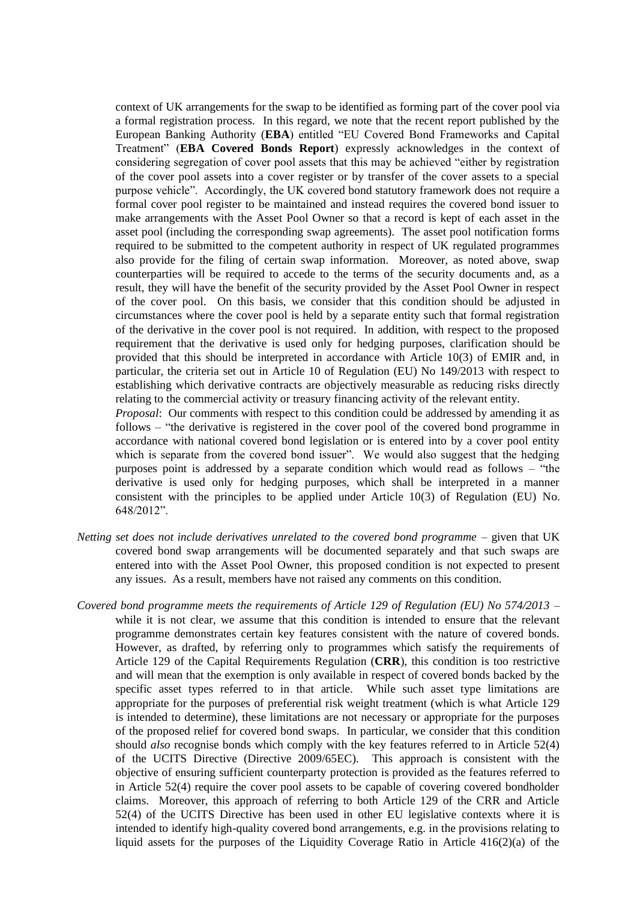context of UK arrangements for the swap to be identified as forming part of the cover pool via a formal registration process. In this regard, we note that the recent report published by the European Banking Authority (**EBA**) entitled "EU Covered Bond Frameworks and Capital Treatment" (**EBA Covered Bonds Report**) expressly acknowledges in the context of considering segregation of cover pool assets that this may be achieved "either by registration of the cover pool assets into a cover register or by transfer of the cover assets to a special purpose vehicle". Accordingly, the UK covered bond statutory framework does not require a formal cover pool register to be maintained and instead requires the covered bond issuer to make arrangements with the Asset Pool Owner so that a record is kept of each asset in the asset pool (including the corresponding swap agreements). The asset pool notification forms required to be submitted to the competent authority in respect of UK regulated programmes also provide for the filing of certain swap information. Moreover, as noted above, swap counterparties will be required to accede to the terms of the security documents and, as a result, they will have the benefit of the security provided by the Asset Pool Owner in respect of the cover pool. On this basis, we consider that this condition should be adjusted in circumstances where the cover pool is held by a separate entity such that formal registration of the derivative in the cover pool is not required. In addition, with respect to the proposed requirement that the derivative is used only for hedging purposes, clarification should be provided that this should be interpreted in accordance with Article 10(3) of EMIR and, in particular, the criteria set out in Article 10 of Regulation (EU) No 149/2013 with respect to establishing which derivative contracts are objectively measurable as reducing risks directly relating to the commercial activity or treasury financing activity of the relevant entity.

*Proposal*: Our comments with respect to this condition could be addressed by amending it as follows – "the derivative is registered in the cover pool of the covered bond programme in accordance with national covered bond legislation or is entered into by a cover pool entity which is separate from the covered bond issuer". We would also suggest that the hedging purposes point is addressed by a separate condition which would read as follows – "the derivative is used only for hedging purposes, which shall be interpreted in a manner consistent with the principles to be applied under Article 10(3) of Regulation (EU) No. 648/2012".

*Netting set does not include derivatives unrelated to the covered bond programme* – given that UK covered bond swap arrangements will be documented separately and that such swaps are entered into with the Asset Pool Owner, this proposed condition is not expected to present any issues. As a result, members have not raised any comments on this condition.

*Covered bond programme meets the requirements of Article 129 of Regulation (EU) No 574/2013* – while it is not clear, we assume that this condition is intended to ensure that the relevant programme demonstrates certain key features consistent with the nature of covered bonds. However, as drafted, by referring only to programmes which satisfy the requirements of Article 129 of the Capital Requirements Regulation (**CRR**), this condition is too restrictive and will mean that the exemption is only available in respect of covered bonds backed by the specific asset types referred to in that article. While such asset type limitations are appropriate for the purposes of preferential risk weight treatment (which is what Article 129 is intended to determine), these limitations are not necessary or appropriate for the purposes of the proposed relief for covered bond swaps. In particular, we consider that this condition should *also* recognise bonds which comply with the key features referred to in Article 52(4) of the UCITS Directive (Directive 2009/65EC). This approach is consistent with the objective of ensuring sufficient counterparty protection is provided as the features referred to in Article 52(4) require the cover pool assets to be capable of covering covered bondholder claims. Moreover, this approach of referring to both Article 129 of the CRR and Article 52(4) of the UCITS Directive has been used in other EU legislative contexts where it is intended to identify high-quality covered bond arrangements, e.g. in the provisions relating to liquid assets for the purposes of the Liquidity Coverage Ratio in Article 416(2)(a) of the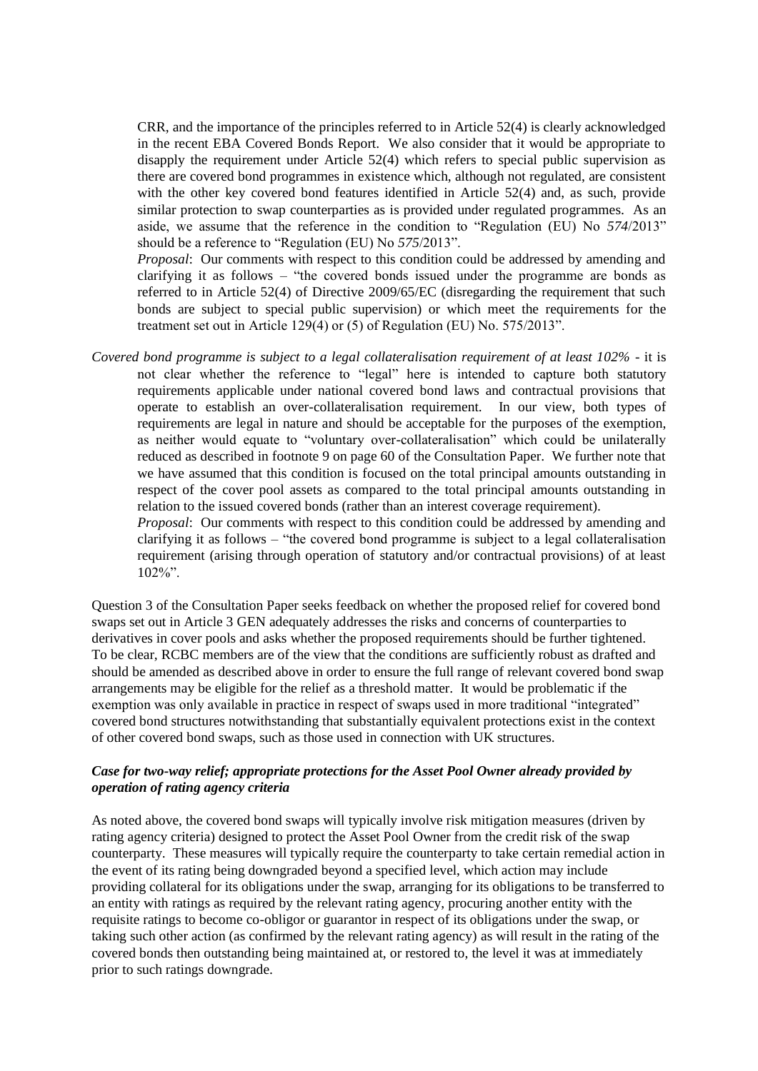CRR, and the importance of the principles referred to in Article 52(4) is clearly acknowledged in the recent EBA Covered Bonds Report. We also consider that it would be appropriate to disapply the requirement under Article 52(4) which refers to special public supervision as there are covered bond programmes in existence which, although not regulated, are consistent with the other key covered bond features identified in Article 52(4) and, as such, provide similar protection to swap counterparties as is provided under regulated programmes. As an aside, we assume that the reference in the condition to "Regulation (EU) No *574*/2013" should be a reference to "Regulation (EU) No *575*/2013".

*Proposal*: Our comments with respect to this condition could be addressed by amending and clarifying it as follows – "the covered bonds issued under the programme are bonds as referred to in Article 52(4) of Directive 2009/65/EC (disregarding the requirement that such bonds are subject to special public supervision) or which meet the requirements for the treatment set out in Article 129(4) or (5) of Regulation (EU) No. 575/2013".

*Covered bond programme is subject to a legal collateralisation requirement of at least 102%* - it is not clear whether the reference to "legal" here is intended to capture both statutory requirements applicable under national covered bond laws and contractual provisions that operate to establish an over-collateralisation requirement. In our view, both types of requirements are legal in nature and should be acceptable for the purposes of the exemption, as neither would equate to "voluntary over-collateralisation" which could be unilaterally reduced as described in footnote 9 on page 60 of the Consultation Paper. We further note that we have assumed that this condition is focused on the total principal amounts outstanding in respect of the cover pool assets as compared to the total principal amounts outstanding in relation to the issued covered bonds (rather than an interest coverage requirement).

*Proposal*: Our comments with respect to this condition could be addressed by amending and clarifying it as follows – "the covered bond programme is subject to a legal collateralisation requirement (arising through operation of statutory and/or contractual provisions) of at least 102%".

Question 3 of the Consultation Paper seeks feedback on whether the proposed relief for covered bond swaps set out in Article 3 GEN adequately addresses the risks and concerns of counterparties to derivatives in cover pools and asks whether the proposed requirements should be further tightened. To be clear, RCBC members are of the view that the conditions are sufficiently robust as drafted and should be amended as described above in order to ensure the full range of relevant covered bond swap arrangements may be eligible for the relief as a threshold matter. It would be problematic if the exemption was only available in practice in respect of swaps used in more traditional "integrated" covered bond structures notwithstanding that substantially equivalent protections exist in the context of other covered bond swaps, such as those used in connection with UK structures.

### *Case for two-way relief; appropriate protections for the Asset Pool Owner already provided by operation of rating agency criteria*

As noted above, the covered bond swaps will typically involve risk mitigation measures (driven by rating agency criteria) designed to protect the Asset Pool Owner from the credit risk of the swap counterparty. These measures will typically require the counterparty to take certain remedial action in the event of its rating being downgraded beyond a specified level, which action may include providing collateral for its obligations under the swap, arranging for its obligations to be transferred to an entity with ratings as required by the relevant rating agency, procuring another entity with the requisite ratings to become co-obligor or guarantor in respect of its obligations under the swap, or taking such other action (as confirmed by the relevant rating agency) as will result in the rating of the covered bonds then outstanding being maintained at, or restored to, the level it was at immediately prior to such ratings downgrade.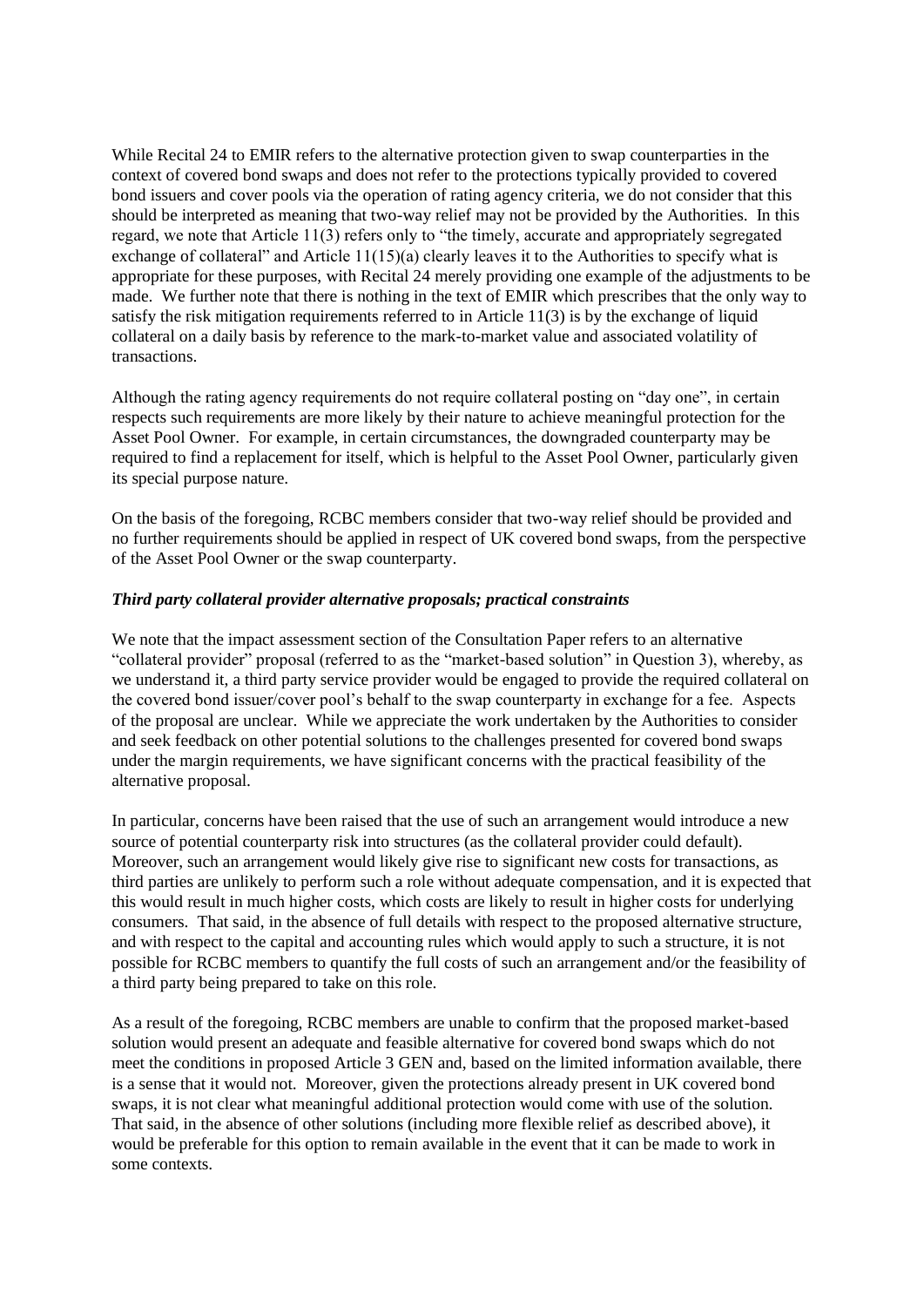While Recital 24 to EMIR refers to the alternative protection given to swap counterparties in the context of covered bond swaps and does not refer to the protections typically provided to covered bond issuers and cover pools via the operation of rating agency criteria, we do not consider that this should be interpreted as meaning that two-way relief may not be provided by the Authorities. In this regard, we note that Article 11(3) refers only to "the timely, accurate and appropriately segregated exchange of collateral" and Article 11(15)(a) clearly leaves it to the Authorities to specify what is appropriate for these purposes, with Recital 24 merely providing one example of the adjustments to be made. We further note that there is nothing in the text of EMIR which prescribes that the only way to satisfy the risk mitigation requirements referred to in Article 11(3) is by the exchange of liquid collateral on a daily basis by reference to the mark-to-market value and associated volatility of transactions.

Although the rating agency requirements do not require collateral posting on "day one", in certain respects such requirements are more likely by their nature to achieve meaningful protection for the Asset Pool Owner. For example, in certain circumstances, the downgraded counterparty may be required to find a replacement for itself, which is helpful to the Asset Pool Owner, particularly given its special purpose nature.

On the basis of the foregoing, RCBC members consider that two-way relief should be provided and no further requirements should be applied in respect of UK covered bond swaps, from the perspective of the Asset Pool Owner or the swap counterparty.

***Third party collateral provider alternative proposals; practical constraints***

We note that the impact assessment section of the Consultation Paper refers to an alternative "collateral provider" proposal (referred to as the "market-based solution" in Question 3), whereby, as we understand it, a third party service provider would be engaged to provide the required collateral on the covered bond issuer/cover pool's behalf to the swap counterparty in exchange for a fee. Aspects of the proposal are unclear. While we appreciate the work undertaken by the Authorities to consider and seek feedback on other potential solutions to the challenges presented for covered bond swaps under the margin requirements, we have significant concerns with the practical feasibility of the alternative proposal.

In particular, concerns have been raised that the use of such an arrangement would introduce a new source of potential counterparty risk into structures (as the collateral provider could default). Moreover, such an arrangement would likely give rise to significant new costs for transactions, as third parties are unlikely to perform such a role without adequate compensation, and it is expected that this would result in much higher costs, which costs are likely to result in higher costs for underlying consumers. That said, in the absence of full details with respect to the proposed alternative structure, and with respect to the capital and accounting rules which would apply to such a structure, it is not possible for RCBC members to quantify the full costs of such an arrangement and/or the feasibility of a third party being prepared to take on this role.

As a result of the foregoing, RCBC members are unable to confirm that the proposed market-based solution would present an adequate and feasible alternative for covered bond swaps which do not meet the conditions in proposed Article 3 GEN and, based on the limited information available, there is a sense that it would not. Moreover, given the protections already present in UK covered bond swaps, it is not clear what meaningful additional protection would come with use of the solution. That said, in the absence of other solutions (including more flexible relief as described above), it would be preferable for this option to remain available in the event that it can be made to work in some contexts.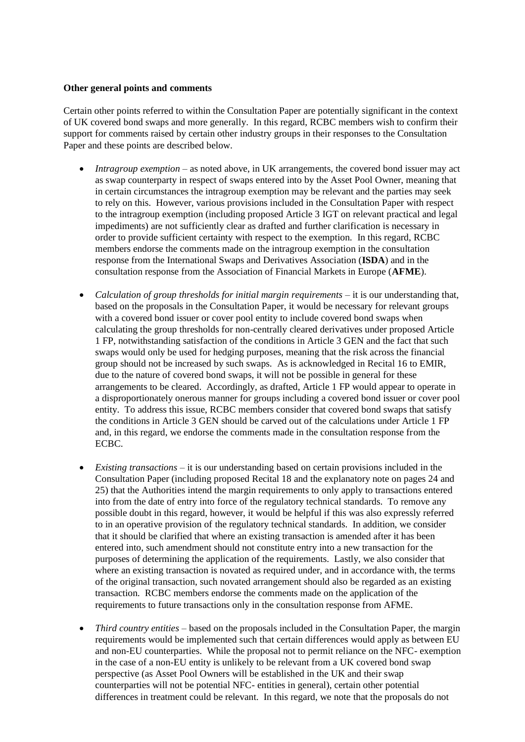**Other general points and comments**

Certain other points referred to within the Consultation Paper are potentially significant in the context of UK covered bond swaps and more generally. In this regard, RCBC members wish to confirm their support for comments raised by certain other industry groups in their responses to the Consultation Paper and these points are described below.

- *Intragroup exemption* – as noted above, in UK arrangements, the covered bond issuer may act as swap counterparty in respect of swaps entered into by the Asset Pool Owner, meaning that in certain circumstances the intragroup exemption may be relevant and the parties may seek to rely on this. However, various provisions included in the Consultation Paper with respect to the intragroup exemption (including proposed Article 3 IGT on relevant practical and legal impediments) are not sufficiently clear as drafted and further clarification is necessary in order to provide sufficient certainty with respect to the exemption. In this regard, RCBC members endorse the comments made on the intragroup exemption in the consultation response from the International Swaps and Derivatives Association (**ISDA**) and in the consultation response from the Association of Financial Markets in Europe (**AFME**).

- *Calculation of group thresholds for initial margin requirements* – it is our understanding that, based on the proposals in the Consultation Paper, it would be necessary for relevant groups with a covered bond issuer or cover pool entity to include covered bond swaps when calculating the group thresholds for non-centrally cleared derivatives under proposed Article 1 FP, notwithstanding satisfaction of the conditions in Article 3 GEN and the fact that such swaps would only be used for hedging purposes, meaning that the risk across the financial group should not be increased by such swaps. As is acknowledged in Recital 16 to EMIR, due to the nature of covered bond swaps, it will not be possible in general for these arrangements to be cleared. Accordingly, as drafted, Article 1 FP would appear to operate in a disproportionately onerous manner for groups including a covered bond issuer or cover pool entity. To address this issue, RCBC members consider that covered bond swaps that satisfy the conditions in Article 3 GEN should be carved out of the calculations under Article 1 FP and, in this regard, we endorse the comments made in the consultation response from the ECBC.

- *Existing transactions* – it is our understanding based on certain provisions included in the Consultation Paper (including proposed Recital 18 and the explanatory note on pages 24 and 25) that the Authorities intend the margin requirements to only apply to transactions entered into from the date of entry into force of the regulatory technical standards. To remove any possible doubt in this regard, however, it would be helpful if this was also expressly referred to in an operative provision of the regulatory technical standards. In addition, we consider that it should be clarified that where an existing transaction is amended after it has been entered into, such amendment should not constitute entry into a new transaction for the purposes of determining the application of the requirements. Lastly, we also consider that where an existing transaction is novated as required under, and in accordance with, the terms of the original transaction, such novated arrangement should also be regarded as an existing transaction. RCBC members endorse the comments made on the application of the requirements to future transactions only in the consultation response from AFME.

- *Third country entities* – based on the proposals included in the Consultation Paper, the margin requirements would be implemented such that certain differences would apply as between EU and non-EU counterparties. While the proposal not to permit reliance on the NFC- exemption in the case of a non-EU entity is unlikely to be relevant from a UK covered bond swap perspective (as Asset Pool Owners will be established in the UK and their swap counterparties will not be potential NFC- entities in general), certain other potential differences in treatment could be relevant. In this regard, we note that the proposals do not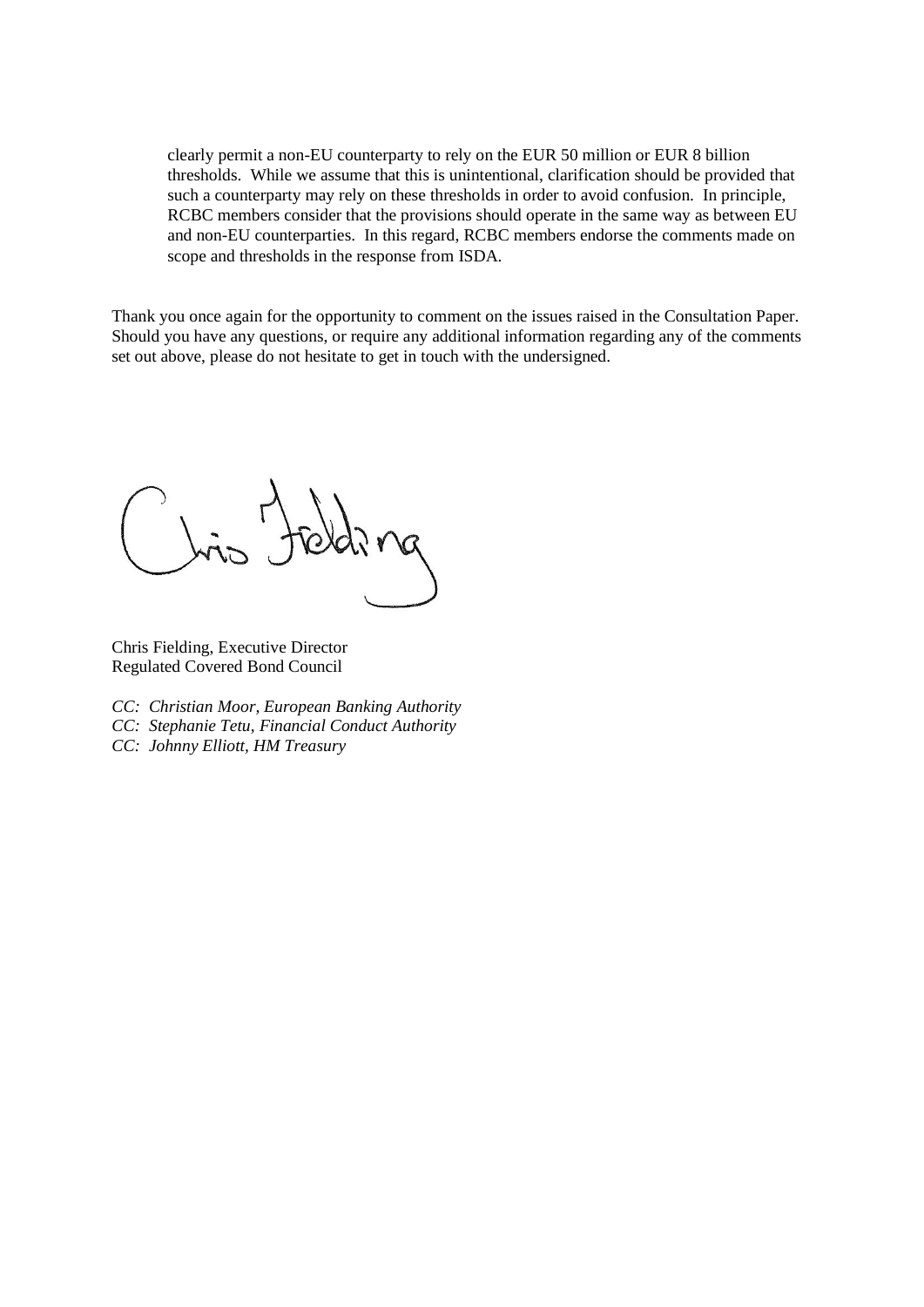clearly permit a non-EU counterparty to rely on the EUR 50 million or EUR 8 billion thresholds. While we assume that this is unintentional, clarification should be provided that such a counterparty may rely on these thresholds in order to avoid confusion. In principle, RCBC members consider that the provisions should operate in the same way as between EU and non-EU counterparties. In this regard, RCBC members endorse the comments made on scope and thresholds in the response from ISDA.

Thank you once again for the opportunity to comment on the issues raised in the Consultation Paper. Should you have any questions, or require any additional information regarding any of the comments set out above, please do not hesitate to get in touch with the undersigned.

Chris Fielding, Executive Director
Regulated Covered Bond Council

*CC: Christian Moor, European Banking Authority*
*CC: Stephanie Tetu, Financial Conduct Authority*
*CC: Johnny Elliott, HM Treasury*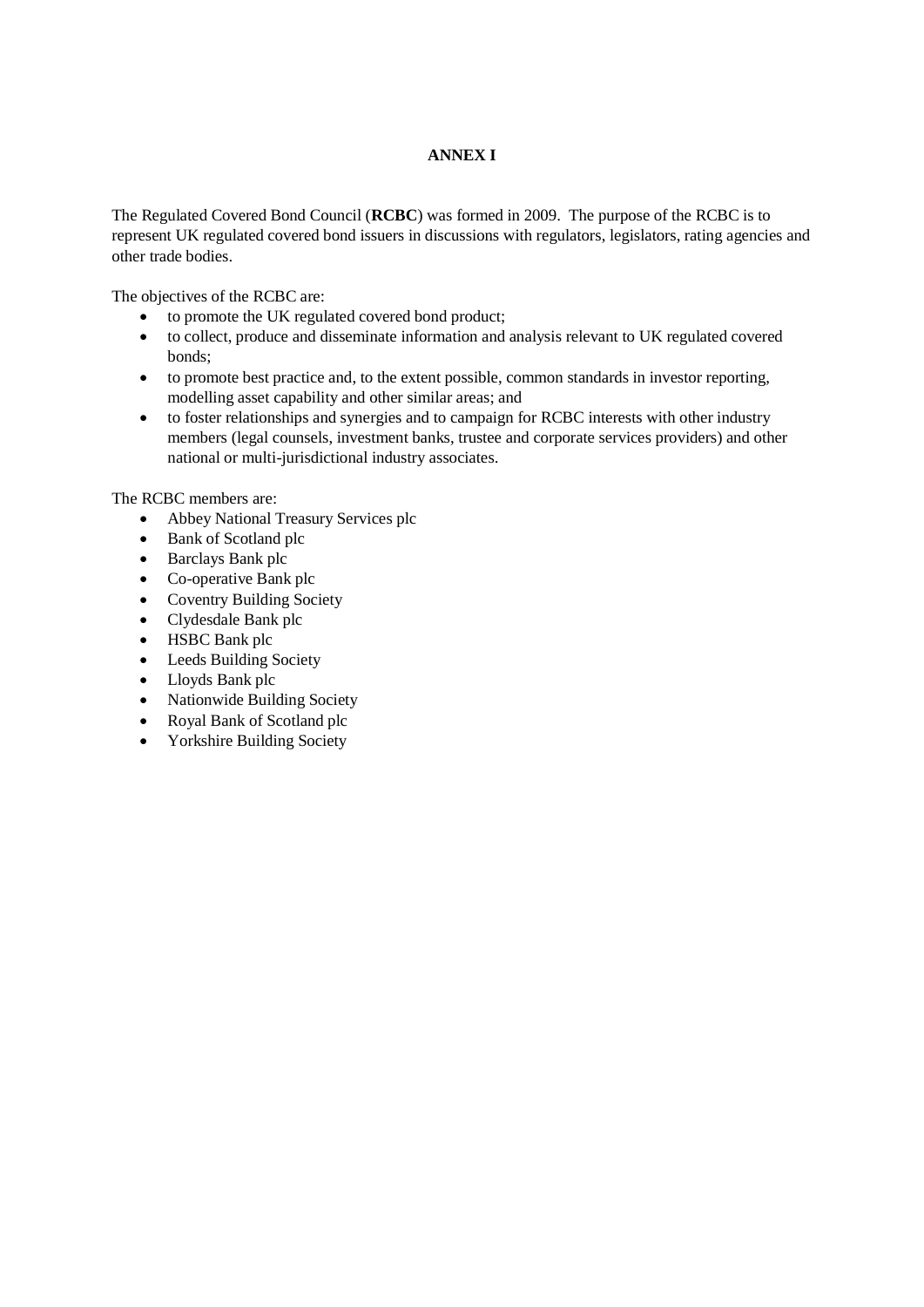# ANNEX I

The Regulated Covered Bond Council (**RCBC**) was formed in 2009. The purpose of the RCBC is to represent UK regulated covered bond issuers in discussions with regulators, legislators, rating agencies and other trade bodies.

The objectives of the RCBC are:

- to promote the UK regulated covered bond product;
- to collect, produce and disseminate information and analysis relevant to UK regulated covered bonds;
- to promote best practice and, to the extent possible, common standards in investor reporting, modelling asset capability and other similar areas; and
- to foster relationships and synergies and to campaign for RCBC interests with other industry members (legal counsels, investment banks, trustee and corporate services providers) and other national or multi-jurisdictional industry associates.

The RCBC members are:

- Abbey National Treasury Services plc
- Bank of Scotland plc
- Barclays Bank plc
- Co-operative Bank plc
- Coventry Building Society
- Clydesdale Bank plc
- HSBC Bank plc
- Leeds Building Society
- Lloyds Bank plc
- Nationwide Building Society
- Royal Bank of Scotland plc
- Yorkshire Building Society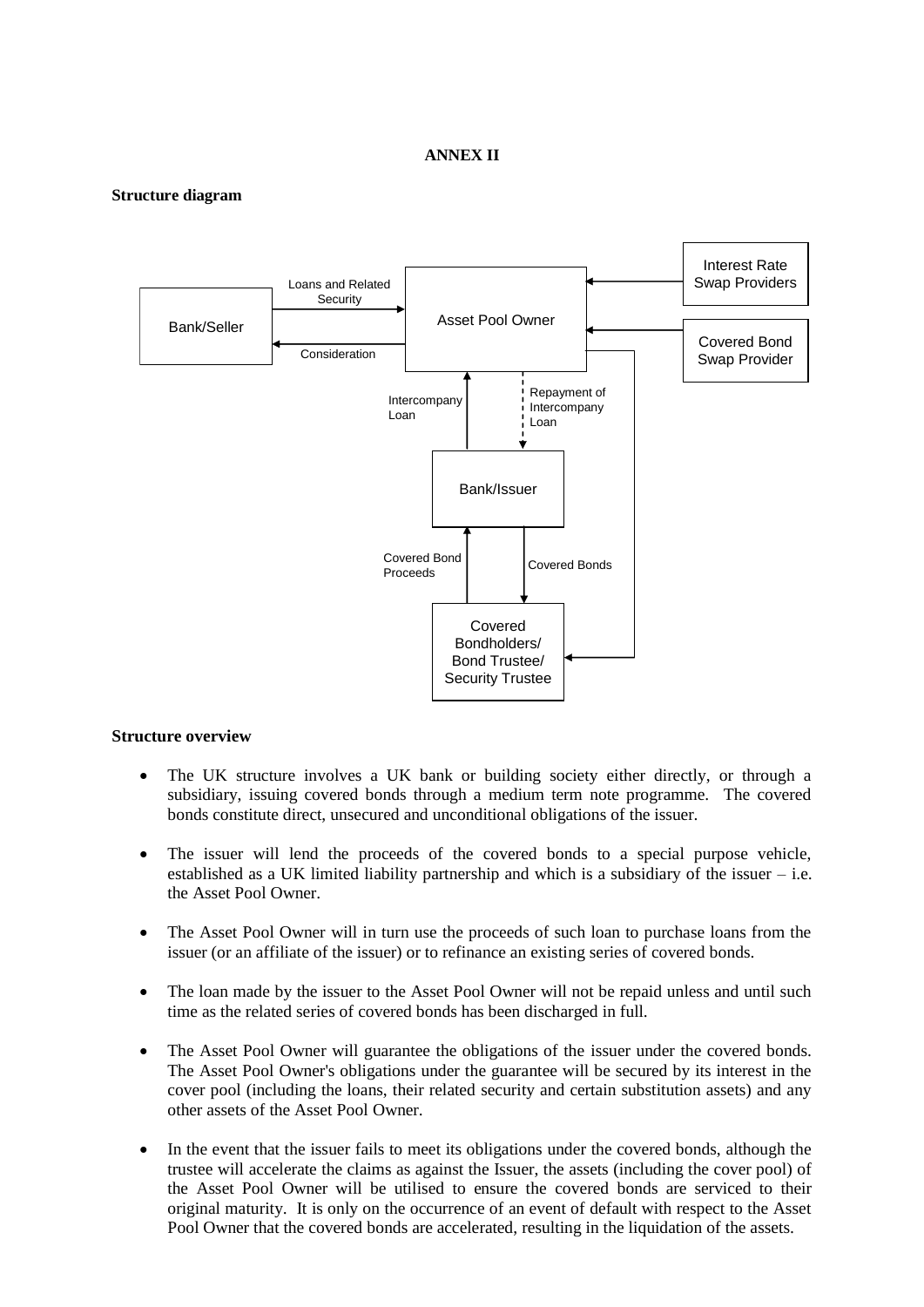## ANNEX II

**Structure diagram**

Bank/Seller

Loans and Related Security

Consideration

Asset Pool Owner

Interest Rate Swap Providers

Covered Bond Swap Provider

Intercompany Loan

Repayment of Intercompany Loan

Bank/Issuer

Covered Bond Proceeds

Covered Bonds

Covered Bondholders/ Bond Trustee/ Security Trustee

**Structure overview**

- The UK structure involves a UK bank or building society either directly, or through a subsidiary, issuing covered bonds through a medium term note programme. The covered bonds constitute direct, unsecured and unconditional obligations of the issuer.
- The issuer will lend the proceeds of the covered bonds to a special purpose vehicle, established as a UK limited liability partnership and which is a subsidiary of the issuer – i.e. the Asset Pool Owner.
- The Asset Pool Owner will in turn use the proceeds of such loan to purchase loans from the issuer (or an affiliate of the issuer) or to refinance an existing series of covered bonds.
- The loan made by the issuer to the Asset Pool Owner will not be repaid unless and until such time as the related series of covered bonds has been discharged in full.
- The Asset Pool Owner will guarantee the obligations of the issuer under the covered bonds. The Asset Pool Owner's obligations under the guarantee will be secured by its interest in the cover pool (including the loans, their related security and certain substitution assets) and any other assets of the Asset Pool Owner.
- In the event that the issuer fails to meet its obligations under the covered bonds, although the trustee will accelerate the claims as against the Issuer, the assets (including the cover pool) of the Asset Pool Owner will be utilised to ensure the covered bonds are serviced to their original maturity. It is only on the occurrence of an event of default with respect to the Asset Pool Owner that the covered bonds are accelerated, resulting in the liquidation of the assets.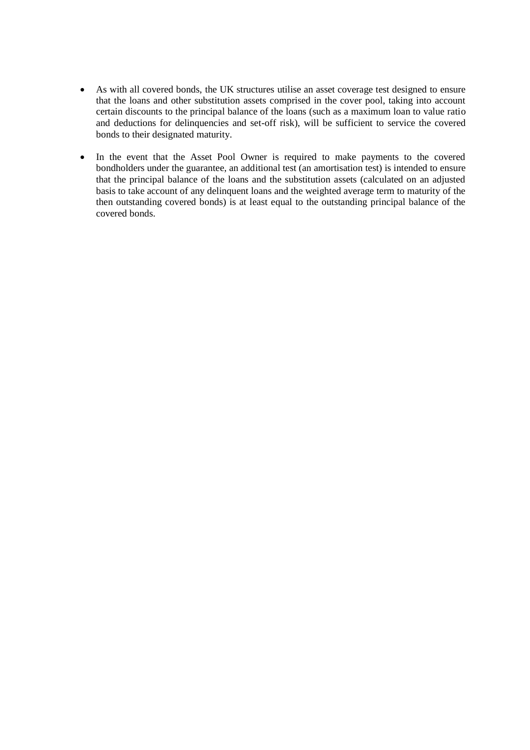- As with all covered bonds, the UK structures utilise an asset coverage test designed to ensure that the loans and other substitution assets comprised in the cover pool, taking into account certain discounts to the principal balance of the loans (such as a maximum loan to value ratio and deductions for delinquencies and set-off risk), will be sufficient to service the covered bonds to their designated maturity.

- In the event that the Asset Pool Owner is required to make payments to the covered bondholders under the guarantee, an additional test (an amortisation test) is intended to ensure that the principal balance of the loans and the substitution assets (calculated on an adjusted basis to take account of any delinquent loans and the weighted average term to maturity of the then outstanding covered bonds) is at least equal to the outstanding principal balance of the covered bonds.